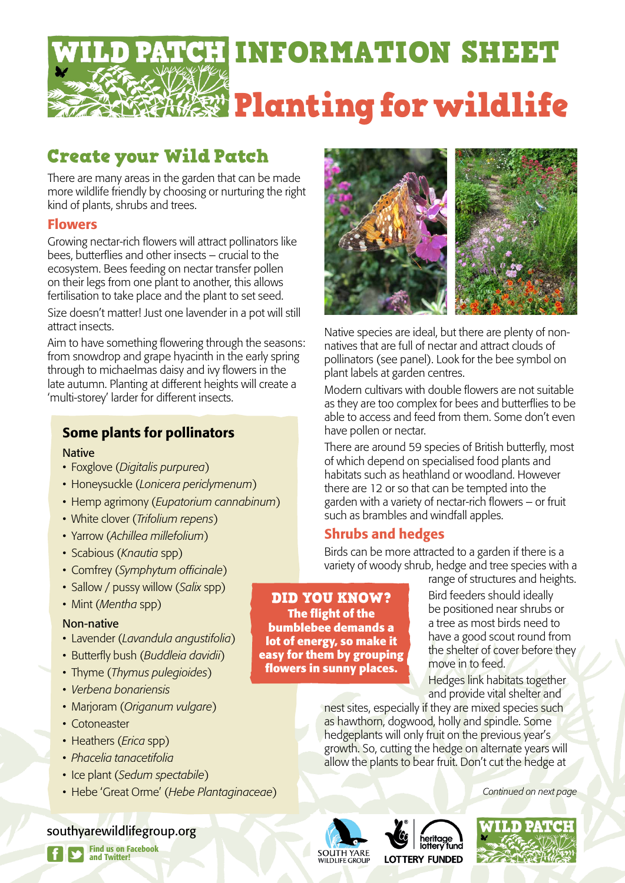# WILD PATCH INFORMATION SHEET

# Planting for wildlife

## Create your Wild Patch

There are many areas in the garden that can be made more wildlife friendly by choosing or nurturing the right kind of plants, shrubs and trees.

### Flowers

Growing nectar-rich flowers will attract pollinators like bees, butterflies and other insects – crucial to the ecosystem. Bees feeding on nectar transfer pollen on their legs from one plant to another, this allows fertilisation to take place and the plant to set seed.

Size doesn't matter! Just one lavender in a pot will still attract insects.

Aim to have something flowering through the seasons: from snowdrop and grape hyacinth in the early spring through to michaelmas daisy and ivy flowers in the late autumn. Planting at different heights will create a 'multi-storey' larder for different insects.

### Some plants for pollinators

**Native**

- Foxglove (*Digitalis purpurea*)
- Honeysuckle (*Lonicera periclymenum*)
- Hemp agrimony (*Eupatorium cannabinum*)
- White clover (*Trifolium repens*)
- Yarrow (*Achillea millefolium*)
- Scabious (*Knautia* spp)
- Comfrey (*Symphytum officinale*)
- Sallow / pussy willow (*Salix* spp)
- Mint (*Mentha* spp)

**Non-native**

- Lavender (*Lavandula angustifolia*)
- Butterfly bush (*Buddleia davidii*)
- Thyme (*Thymus pulegioides*)
- *Verbena bonariensis*
- Marjoram (*Origanum vulgare*)
- Cotoneaster
- Heathers (*Erica* spp)
- *Phacelia tanacetifolia*
- Ice plant (*Sedum spectabile*)
- Hebe 'Great Orme' (*Hebe Plantaginaceae*)

Native species are ideal, but there are plenty of non-natives that are full of nectar and attract clouds of pollinators (see panel). Look for the bee symbol on plant labels at garden centres.

Modern cultivars with double flowers are not suitable as they are too complex for bees and butterflies to be able to access and feed from them. Some don't even have pollen or nectar.

There are around 59 species of British butterfly, most of which depend on specialised food plants and habitats such as heathland or woodland. However there are 12 or so that can be tempted into the garden with a variety of nectar-rich flowers – or fruit such as brambles and windfall apples.

### Shrubs and hedges

Birds can be more attracted to a garden if there is a variety of woody shrub, hedge and tree species with a range of structures and heights.

Bird feeders should ideally be positioned near shrubs or a tree as most birds need to have a good scout round from the shelter of cover before they move in to feed.

Hedges link habitats together and provide vital shelter and nest sites, especially if they are mixed species such as hawthorn, dogwood, holly and spindle. Some hedgeplants will only fruit on the previous year's growth. So, cutting the hedge on alternate years will allow the plants to bear fruit. Don't cut the hedge at

**DID YOU KNOW?**
**The flight of the bumblebee demands a lot of energy, so make it easy for them by grouping flowers in sunny places.**

*Continued on next page*

southyarewildlifegroup.org

Find us on Facebook and Twitter!

SOUTH YARE WILDLIFE GROUP · heritage lottery fund · LOTTERY FUNDED · WILD PATCH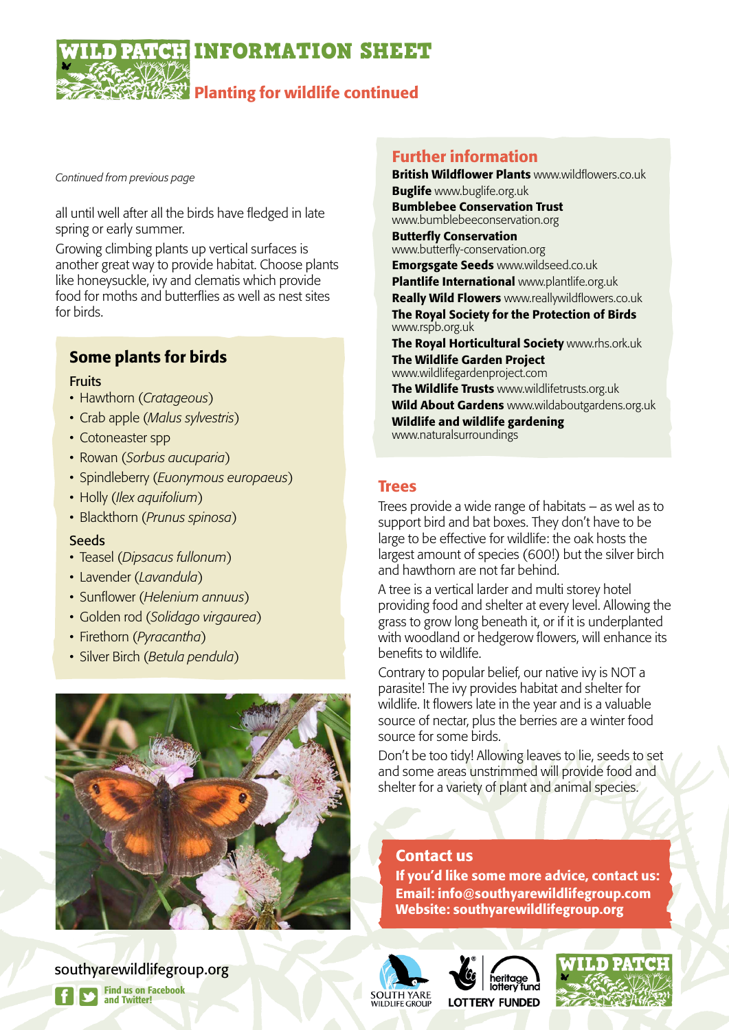# WILD PATCH INFORMATION SHEET

## Planting for wildlife continued

*Continued from previous page*

all until well after all the birds have fledged in late spring or early summer.

Growing climbing plants up vertical surfaces is another great way to provide habitat. Choose plants like honeysuckle, ivy and clematis which provide food for moths and butterflies as well as nest sites for birds.

### Some plants for birds

**Fruits**

- Hawthorn (*Cratageous*)
- Crab apple (*Malus sylvestris*)
- Cotoneaster spp
- Rowan (*Sorbus aucuparia*)
- Spindleberry (*Euonymous europaeus*)
- Holly (*Ilex aquifolium*)
- Blackthorn (*Prunus spinosa*)

**Seeds**

- Teasel (*Dipsacus fullonum*)
- Lavender (*Lavandula*)
- Sunflower (*Helenium annuus*)
- Golden rod (*Solidago virgaurea*)
- Firethorn (*Pyracantha*)
- Silver Birch (*Betula pendula*)

### Further information

**British Wildflower Plants** www.wildflowers.co.uk
**Buglife** www.buglife.org.uk
**Bumblebee Conservation Trust** www.bumblebeeconservation.org
**Butterfly Conservation** www.butterfly-conservation.org
**Emorgsgate Seeds** www.wildseed.co.uk
**Plantlife International** www.plantlife.org.uk
**Really Wild Flowers** www.reallywildflowers.co.uk
**The Royal Society for the Protection of Birds** www.rspb.org.uk
**The Royal Horticultural Society** www.rhs.ork.uk
**The Wildlife Garden Project** www.wildlifegardenproject.com
**The Wildlife Trusts** www.wildlifetrusts.org.uk
**Wild About Gardens** www.wildaboutgardens.org.uk
**Wildlife and wildlife gardening** www.naturalsurroundings

### Trees

Trees provide a wide range of habitats – as wel as to support bird and bat boxes. They don't have to be large to be effective for wildlife: the oak hosts the largest amount of species (600!) but the silver birch and hawthorn are not far behind.

A tree is a vertical larder and multi storey hotel providing food and shelter at every level. Allowing the grass to grow long beneath it, or if it is underplanted with woodland or hedgerow flowers, will enhance its benefits to wildlife.

Contrary to popular belief, our native ivy is NOT a parasite! The ivy provides habitat and shelter for wildlife. It flowers late in the year and is a valuable source of nectar, plus the berries are a winter food source for some birds.

Don't be too tidy! Allowing leaves to lie, seeds to set and some areas unstrimmed will provide food and shelter for a variety of plant and animal species.

### Contact us

**If you'd like some more advice, contact us:**
**Email: info@southyarewildlifegroup.com**
**Website: southyarewildlifegroup.org**

southyarewildlifegroup.org

**Find us on Facebook and Twitter!**

SOUTH YARE WILDLIFE GROUP

heritage lottery fund LOTTERY FUNDED

WILD PATCH